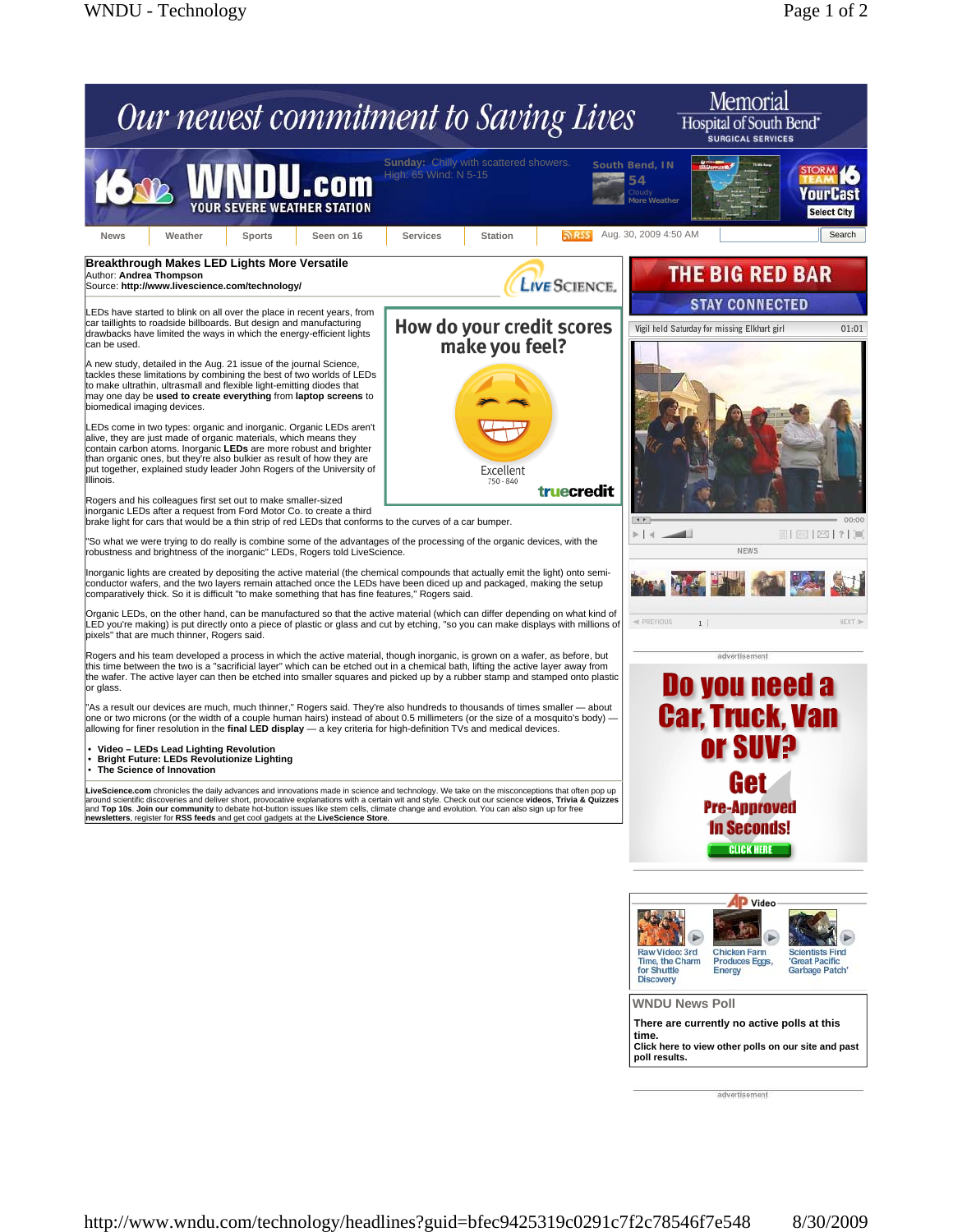# Breakthrough Makes LED Lights More Versatile

Author: **Andrea Thompson**
Source: **http://www.livescience.com/technology/**

LEDs have started to blink on all over the place in recent years, from car taillights to roadside billboards. But design and manufacturing drawbacks have limited the ways in which the energy-efficient lights can be used.

A new study, detailed in the Aug. 21 issue of the journal Science, tackles these limitations by combining the best of two worlds of LEDs to make ultrathin, ultrasmall and flexible light-emitting diodes that may one day be **used to create everything** from **laptop screens** to biomedical imaging devices.

LEDs come in two types: organic and inorganic. Organic LEDs aren't alive, they are just made of organic materials, which means they contain carbon atoms. Inorganic **LEDs** are more robust and brighter than organic ones, but they're also bulkier as result of how they are put together, explained study leader John Rogers of the University of Illinois.

Rogers and his colleagues first set out to make smaller-sized inorganic LEDs after a request from Ford Motor Co. to create a third brake light for cars that would be a thin strip of red LEDs that conforms to the curves of a car bumper.

"So what we were trying to do really is combine some of the advantages of the processing of the organic devices, with the robustness and brightness of the inorganic" LEDs, Rogers told LiveScience.

Inorganic lights are created by depositing the active material (the chemical compounds that actually emit the light) onto semi-conductor wafers, and the two layers remain attached once the LEDs have been diced up and packaged, making the setup comparatively thick. So it is difficult "to make something that has fine features," Rogers said.

Organic LEDs, on the other hand, can be manufactured so that the active material (which can differ depending on what kind of LED you're making) is put directly onto a piece of plastic or glass and cut by etching, "so you can make displays with millions of pixels" that are much thinner, Rogers said.

Rogers and his team developed a process in which the active material, though inorganic, is grown on a wafer, as before, but this time between the two is a "sacrificial layer" which can be etched out in a chemical bath, lifting the active layer away from the wafer. The active layer can then be etched into smaller squares and picked up by a rubber stamp and stamped onto plastic or glass.

"As a result our devices are much, much thinner," Rogers said. They're also hundreds to thousands of times smaller — about one or two microns (or the width of a couple human hairs) instead of about 0.5 millimeters (or the size of a mosquito's body) — allowing for finer resolution in the **final LED display** — a key criteria for high-definition TVs and medical devices.

- **Video – LEDs Lead Lighting Revolution**
- **Bright Future: LEDs Revolutionize Lighting**
- **The Science of Innovation**

**LiveScience.com** chronicles the daily advances and innovations made in science and technology. We take on the misconceptions that often pop up around scientific discoveries and deliver short, provocative explanations with a certain wit and style. Check out our science **videos**, **Trivia & Quizzes** and **Top 10s**. **Join our community** to debate hot-button issues like stem cells, climate change and evolution. You can also sign up for free **newsletters**, register for **RSS feeds** and get cool gadgets at the **LiveScience Store**.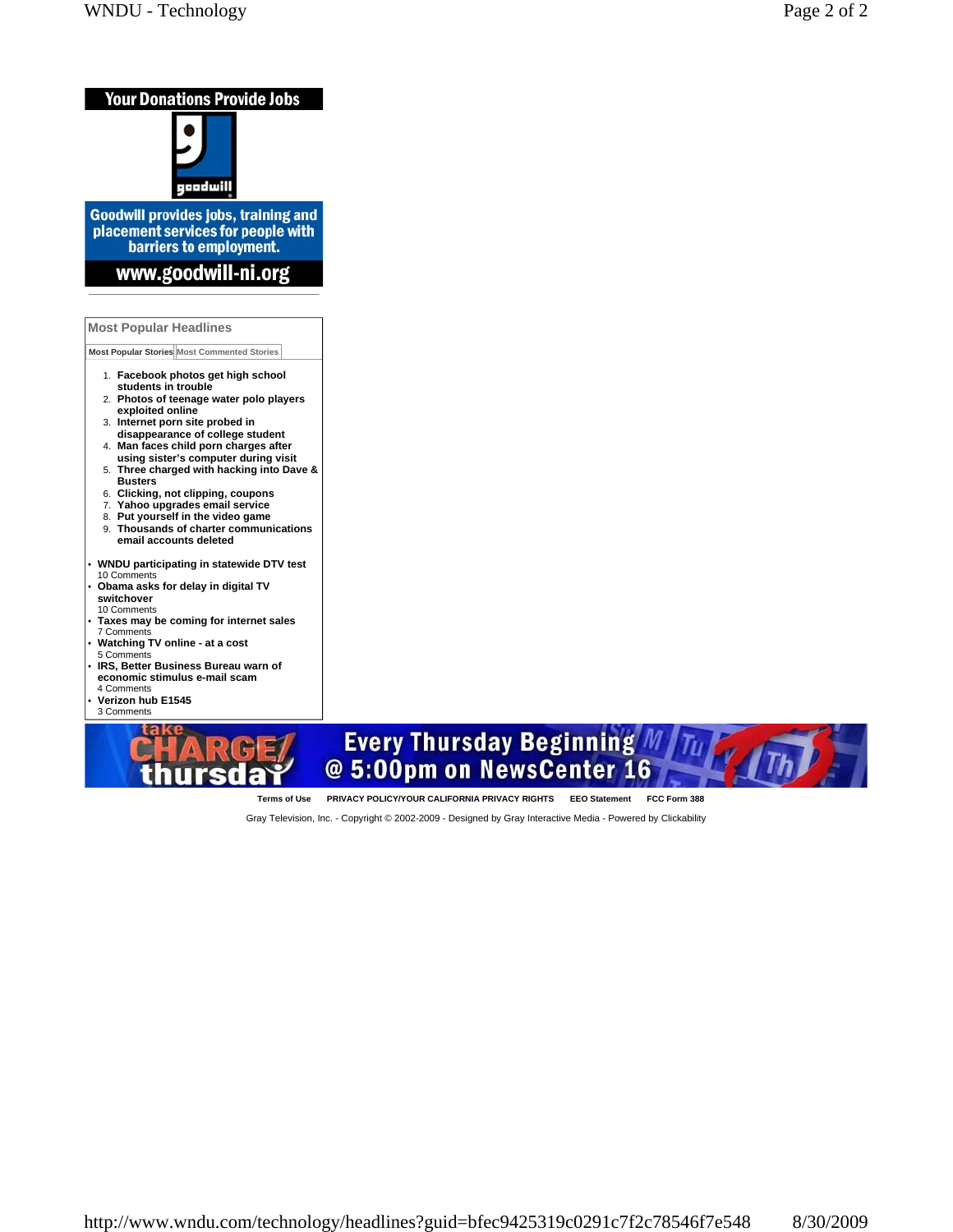Your Donations Provide Jobs

goodwill

Goodwill provides jobs, training and placement services for people with barriers to employment.

www.goodwill-ni.org

## Most Popular Headlines

Most Popular Stories | Most Commented Stories

1. **Facebook photos get high school students in trouble**
2. **Photos of teenage water polo players exploited online**
3. **Internet porn site probed in disappearance of college student**
4. **Man faces child porn charges after using sister's computer during visit**
5. **Three charged with hacking into Dave & Busters**
6. **Clicking, not clipping, coupons**
7. **Yahoo upgrades email service**
8. **Put yourself in the video game**
9. **Thousands of charter communications email accounts deleted**

- **WNDU participating in statewide DTV test**
  10 Comments
- **Obama asks for delay in digital TV switchover**
  10 Comments
- **Taxes may be coming for internet sales**
  7 Comments
- **Watching TV online - at a cost**
  5 Comments
- **IRS, Better Business Bureau warn of economic stimulus e-mail scam**
  4 Comments
- **Verizon hub E1545**
  3 Comments

take CHARGE thursday — Every Thursday Beginning @ 5:00pm on NewsCenter 16

**Terms of Use** **PRIVACY POLICY/YOUR CALIFORNIA PRIVACY RIGHTS** **EEO Statement** **FCC Form 388**

Gray Television, Inc. - Copyright © 2002-2009 - Designed by Gray Interactive Media - Powered by Clickability